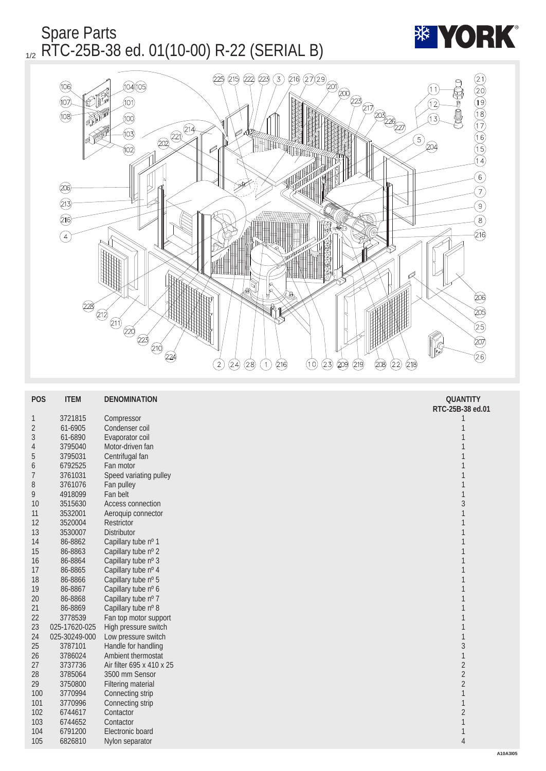# Spare Parts

## RTC-25B-38 ed. 01(10-00) R-22 (SERIAL B)

| POS | ITEM | DENOMINATION | QUANTITY RTC-25B-38 ed.01 |
|---|---|---|---|
| 1 | 3721815 | Compressor | 1 |
| 2 | 61-6905 | Condenser coil | 1 |
| 3 | 61-6890 | Evaporator coil | 1 |
| 4 | 3795040 | Motor-driven fan | 1 |
| 5 | 3795031 | Centrifugal fan | 1 |
| 6 | 6792525 | Fan motor | 1 |
| 7 | 3761031 | Speed variating pulley | 1 |
| 8 | 3761076 | Fan pulley | 1 |
| 9 | 4918099 | Fan belt | 1 |
| 10 | 3515630 | Access connection | 3 |
| 11 | 3532001 | Aeroquip connector | 1 |
| 12 | 3520004 | Restrictor | 1 |
| 13 | 3530007 | Distributor | 1 |
| 14 | 86-8862 | Capillary tube nº 1 | 1 |
| 15 | 86-8863 | Capillary tube nº 2 | 1 |
| 16 | 86-8864 | Capillary tube nº 3 | 1 |
| 17 | 86-8865 | Capillary tube nº 4 | 1 |
| 18 | 86-8866 | Capillary tube nº 5 | 1 |
| 19 | 86-8867 | Capillary tube nº 6 | 1 |
| 20 | 86-8868 | Capillary tube nº 7 | 1 |
| 21 | 86-8869 | Capillary tube nº 8 | 1 |
| 22 | 3778539 | Fan top motor support | 1 |
| 23 | 025-17620-025 | High pressure switch | 1 |
| 24 | 025-30249-000 | Low pressure switch | 1 |
| 25 | 3787101 | Handle for handling | 3 |
| 26 | 3786024 | Ambient thermostat | 1 |
| 27 | 3737736 | Air filter 695 x 410 x 25 | 2 |
| 28 | 3785064 | 3500 mm Sensor | 2 |
| 29 | 3750800 | Filtering material | 2 |
| 100 | 3770994 | Connecting strip | 1 |
| 101 | 3770996 | Connecting strip | 1 |
| 102 | 6744617 | Contactor | 2 |
| 103 | 6744652 | Contactor | 1 |
| 104 | 6791200 | Electronic board | 1 |
| 105 | 6826810 | Nylon separator | 4 |

A10A3I05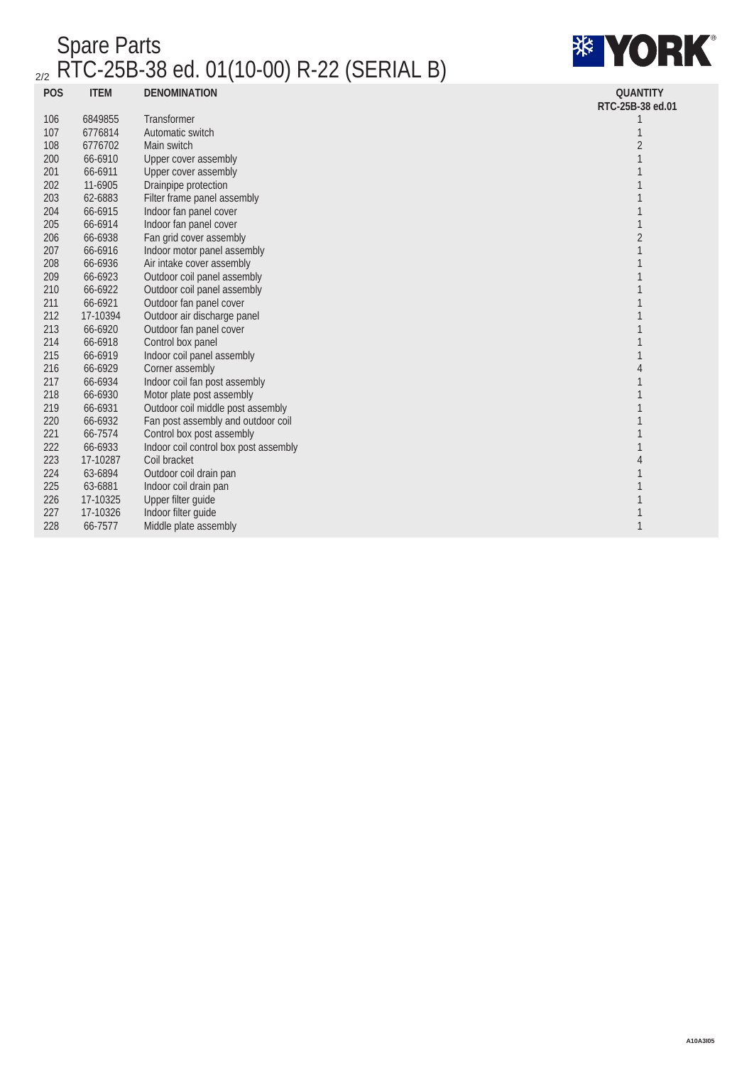# Spare Parts

## 2/2 RTC-25B-38 ed. 01(10-00) R-22 (SERIAL B)

| POS | ITEM | DENOMINATION | QUANTITY RTC-25B-38 ed.01 |
|---|---|---|---|
| 106 | 6849855 | Transformer | 1 |
| 107 | 6776814 | Automatic switch | 1 |
| 108 | 6776702 | Main switch | 2 |
| 200 | 66-6910 | Upper cover assembly | 1 |
| 201 | 66-6911 | Upper cover assembly | 1 |
| 202 | 11-6905 | Drainpipe protection | 1 |
| 203 | 62-6883 | Filter frame panel assembly | 1 |
| 204 | 66-6915 | Indoor fan panel cover | 1 |
| 205 | 66-6914 | Indoor fan panel cover | 1 |
| 206 | 66-6938 | Fan grid cover assembly | 2 |
| 207 | 66-6916 | Indoor motor panel assembly | 1 |
| 208 | 66-6936 | Air intake cover assembly | 1 |
| 209 | 66-6923 | Outdoor coil panel assembly | 1 |
| 210 | 66-6922 | Outdoor coil panel assembly | 1 |
| 211 | 66-6921 | Outdoor fan panel cover | 1 |
| 212 | 17-10394 | Outdoor air discharge panel | 1 |
| 213 | 66-6920 | Outdoor fan panel cover | 1 |
| 214 | 66-6918 | Control box panel | 1 |
| 215 | 66-6919 | Indoor coil panel assembly | 1 |
| 216 | 66-6929 | Corner assembly | 4 |
| 217 | 66-6934 | Indoor coil fan post assembly | 1 |
| 218 | 66-6930 | Motor plate post assembly | 1 |
| 219 | 66-6931 | Outdoor coil middle post assembly | 1 |
| 220 | 66-6932 | Fan post assembly and outdoor coil | 1 |
| 221 | 66-7574 | Control box post assembly | 1 |
| 222 | 66-6933 | Indoor coil control box post assembly | 1 |
| 223 | 17-10287 | Coil bracket | 4 |
| 224 | 63-6894 | Outdoor coil drain pan | 1 |
| 225 | 63-6881 | Indoor coil drain pan | 1 |
| 226 | 17-10325 | Upper filter guide | 1 |
| 227 | 17-10326 | Indoor filter guide | 1 |
| 228 | 66-7577 | Middle plate assembly | 1 |

A10A3I05